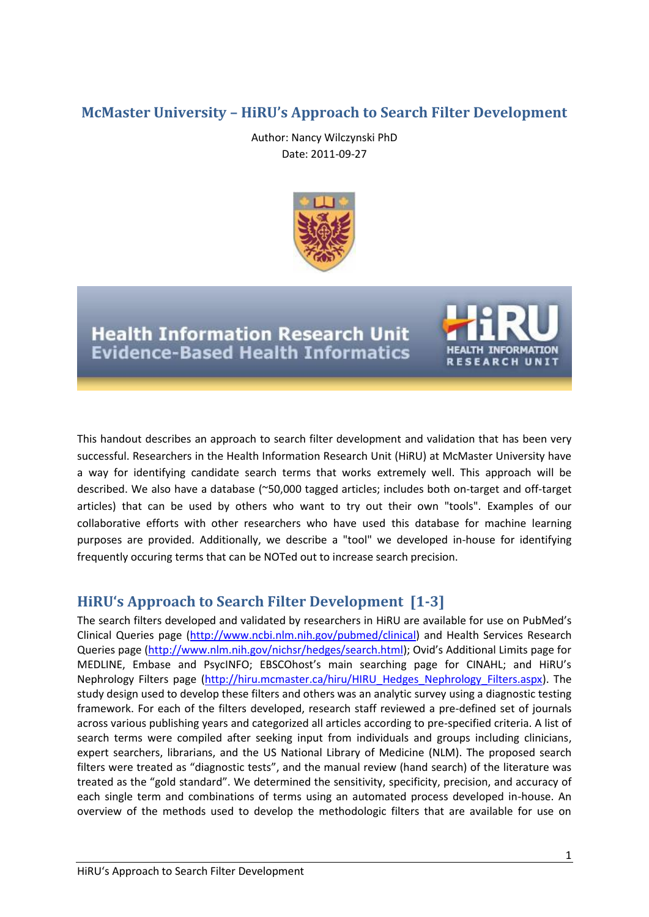# McMaster University – HiRU's Approach to Search Filter Development

Author: Nancy Wilczynski PhD
Date: 2011-09-27

**Health Information Research Unit**
**Evidence-Based Health Informatics**

This handout describes an approach to search filter development and validation that has been very successful. Researchers in the Health Information Research Unit (HiRU) at McMaster University have a way for identifying candidate search terms that works extremely well. This approach will be described. We also have a database (~50,000 tagged articles; includes both on-target and off-target articles) that can be used by others who want to try out their own "tools". Examples of our collaborative efforts with other researchers who have used this database for machine learning purposes are provided. Additionally, we describe a "tool" we developed in-house for identifying frequently occuring terms that can be NOTed out to increase search precision.

## HiRU's Approach to Search Filter Development [1-3]

The search filters developed and validated by researchers in HiRU are available for use on PubMed's Clinical Queries page (http://www.ncbi.nlm.nih.gov/pubmed/clinical) and Health Services Research Queries page (http://www.nlm.nih.gov/nichsr/hedges/search.html); Ovid's Additional Limits page for MEDLINE, Embase and PsycINFO; EBSCOhost's main searching page for CINAHL; and HiRU's Nephrology Filters page (http://hiru.mcmaster.ca/hiru/HIRU_Hedges_Nephrology_Filters.aspx). The study design used to develop these filters and others was an analytic survey using a diagnostic testing framework. For each of the filters developed, research staff reviewed a pre-defined set of journals across various publishing years and categorized all articles according to pre-specified criteria. A list of search terms were compiled after seeking input from individuals and groups including clinicians, expert searchers, librarians, and the US National Library of Medicine (NLM). The proposed search filters were treated as "diagnostic tests", and the manual review (hand search) of the literature was treated as the "gold standard". We determined the sensitivity, specificity, precision, and accuracy of each single term and combinations of terms using an automated process developed in-house. An overview of the methods used to develop the methodologic filters that are available for use on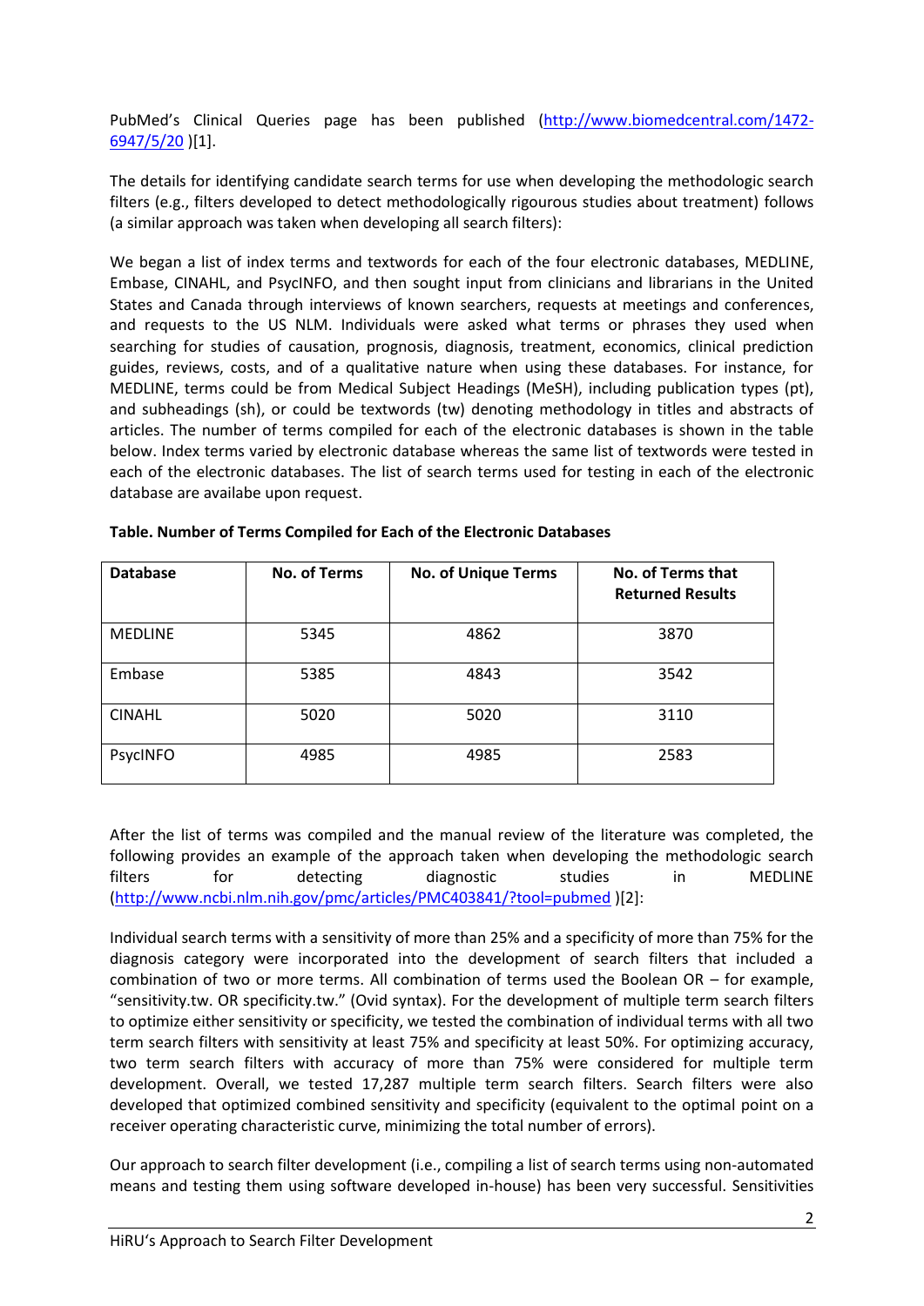PubMed's Clinical Queries page has been published (http://www.biomedcentral.com/1472-6947/5/20 )[1].

The details for identifying candidate search terms for use when developing the methodologic search filters (e.g., filters developed to detect methodologically rigourous studies about treatment) follows (a similar approach was taken when developing all search filters):

We began a list of index terms and textwords for each of the four electronic databases, MEDLINE, Embase, CINAHL, and PsycINFO, and then sought input from clinicians and librarians in the United States and Canada through interviews of known searchers, requests at meetings and conferences, and requests to the US NLM. Individuals were asked what terms or phrases they used when searching for studies of causation, prognosis, diagnosis, treatment, economics, clinical prediction guides, reviews, costs, and of a qualitative nature when using these databases. For instance, for MEDLINE, terms could be from Medical Subject Headings (MeSH), including publication types (pt), and subheadings (sh), or could be textwords (tw) denoting methodology in titles and abstracts of articles. The number of terms compiled for each of the electronic databases is shown in the table below. Index terms varied by electronic database whereas the same list of textwords were tested in each of the electronic databases. The list of search terms used for testing in each of the electronic database are availabe upon request.

**Table. Number of Terms Compiled for Each of the Electronic Databases**

| Database | No. of Terms | No. of Unique Terms | No. of Terms that Returned Results |
|---|---|---|---|
| MEDLINE | 5345 | 4862 | 3870 |
| Embase | 5385 | 4843 | 3542 |
| CINAHL | 5020 | 5020 | 3110 |
| PsycINFO | 4985 | 4985 | 2583 |

After the list of terms was compiled and the manual review of the literature was completed, the following provides an example of the approach taken when developing the methodologic search filters for detecting diagnostic studies in MEDLINE (http://www.ncbi.nlm.nih.gov/pmc/articles/PMC403841/?tool=pubmed )[2]:

Individual search terms with a sensitivity of more than 25% and a specificity of more than 75% for the diagnosis category were incorporated into the development of search filters that included a combination of two or more terms. All combination of terms used the Boolean OR – for example, "sensitivity.tw. OR specificity.tw." (Ovid syntax). For the development of multiple term search filters to optimize either sensitivity or specificity, we tested the combination of individual terms with all two term search filters with sensitivity at least 75% and specificity at least 50%. For optimizing accuracy, two term search filters with accuracy of more than 75% were considered for multiple term development. Overall, we tested 17,287 multiple term search filters. Search filters were also developed that optimized combined sensitivity and specificity (equivalent to the optimal point on a receiver operating characteristic curve, minimizing the total number of errors).

Our approach to search filter development (i.e., compiling a list of search terms using non-automated means and testing them using software developed in-house) has been very successful. Sensitivities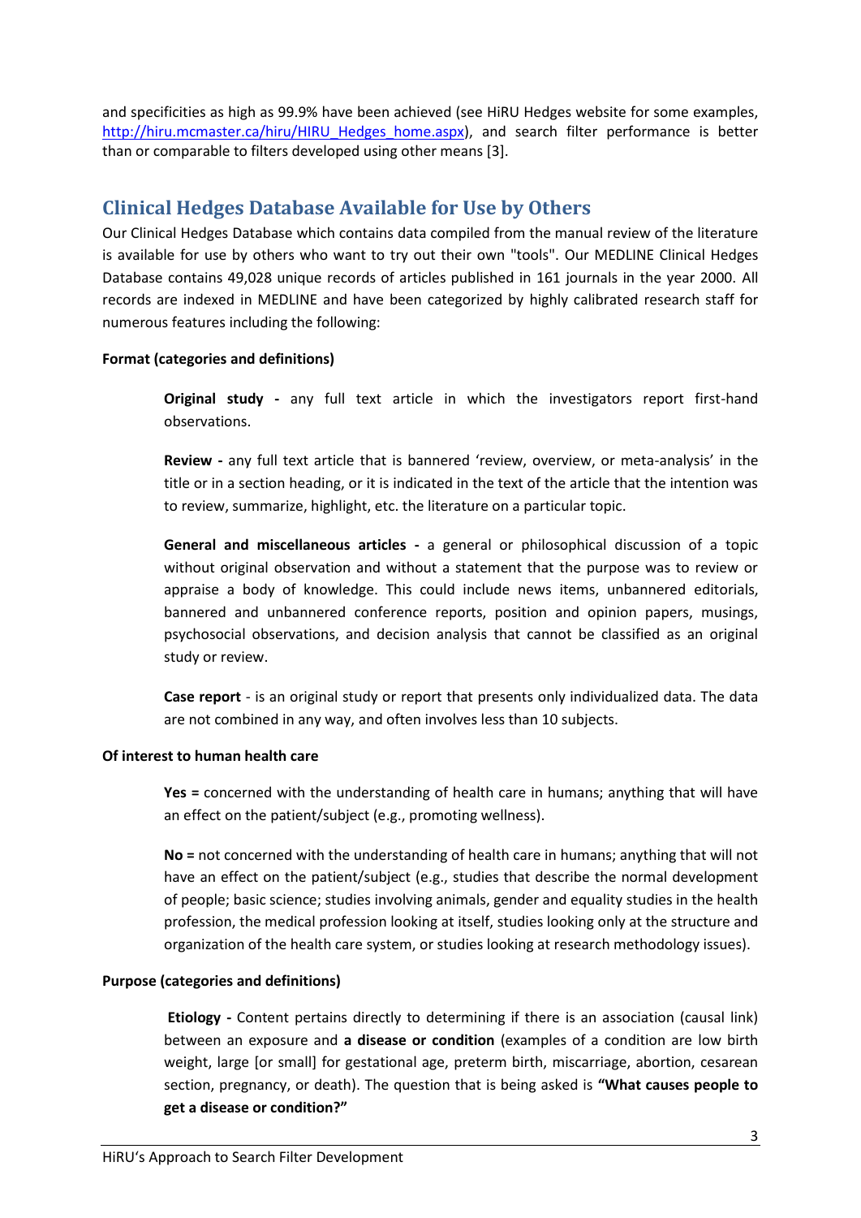and specificities as high as 99.9% have been achieved (see HiRU Hedges website for some examples, http://hiru.mcmaster.ca/hiru/HIRU_Hedges_home.aspx), and search filter performance is better than or comparable to filters developed using other means [3].

## Clinical Hedges Database Available for Use by Others

Our Clinical Hedges Database which contains data compiled from the manual review of the literature is available for use by others who want to try out their own "tools". Our MEDLINE Clinical Hedges Database contains 49,028 unique records of articles published in 161 journals in the year 2000. All records are indexed in MEDLINE and have been categorized by highly calibrated research staff for numerous features including the following:

**Format (categories and definitions)**

> **Original study -** any full text article in which the investigators report first-hand observations.
>
> **Review -** any full text article that is bannered 'review, overview, or meta-analysis' in the title or in a section heading, or it is indicated in the text of the article that the intention was to review, summarize, highlight, etc. the literature on a particular topic.
>
> **General and miscellaneous articles -** a general or philosophical discussion of a topic without original observation and without a statement that the purpose was to review or appraise a body of knowledge. This could include news items, unbannered editorials, bannered and unbannered conference reports, position and opinion papers, musings, psychosocial observations, and decision analysis that cannot be classified as an original study or review.
>
> **Case report** - is an original study or report that presents only individualized data. The data are not combined in any way, and often involves less than 10 subjects.

**Of interest to human health care**

> **Yes =** concerned with the understanding of health care in humans; anything that will have an effect on the patient/subject (e.g., promoting wellness).
>
> **No =** not concerned with the understanding of health care in humans; anything that will not have an effect on the patient/subject (e.g., studies that describe the normal development of people; basic science; studies involving animals, gender and equality studies in the health profession, the medical profession looking at itself, studies looking only at the structure and organization of the health care system, or studies looking at research methodology issues).

**Purpose (categories and definitions)**

> **Etiology -** Content pertains directly to determining if there is an association (causal link) between an exposure and **a disease or condition** (examples of a condition are low birth weight, large [or small] for gestational age, preterm birth, miscarriage, abortion, cesarean section, pregnancy, or death). The question that is being asked is **"What causes people to get a disease or condition?"**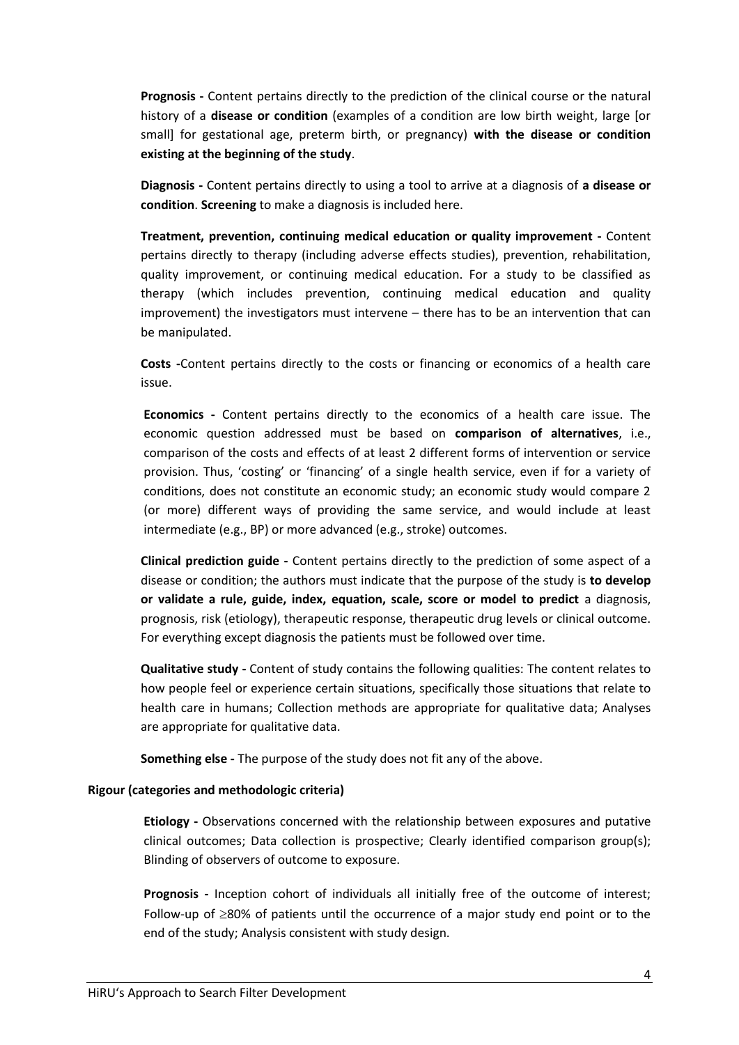**Prognosis -** Content pertains directly to the prediction of the clinical course or the natural history of a **disease or condition** (examples of a condition are low birth weight, large [or small] for gestational age, preterm birth, or pregnancy) **with the disease or condition existing at the beginning of the study**.

**Diagnosis -** Content pertains directly to using a tool to arrive at a diagnosis of **a disease or condition**. **Screening** to make a diagnosis is included here.

**Treatment, prevention, continuing medical education or quality improvement -** Content pertains directly to therapy (including adverse effects studies), prevention, rehabilitation, quality improvement, or continuing medical education. For a study to be classified as therapy (which includes prevention, continuing medical education and quality improvement) the investigators must intervene – there has to be an intervention that can be manipulated.

**Costs -**Content pertains directly to the costs or financing or economics of a health care issue.

**Economics -** Content pertains directly to the economics of a health care issue. The economic question addressed must be based on **comparison of alternatives**, i.e., comparison of the costs and effects of at least 2 different forms of intervention or service provision. Thus, 'costing' or 'financing' of a single health service, even if for a variety of conditions, does not constitute an economic study; an economic study would compare 2 (or more) different ways of providing the same service, and would include at least intermediate (e.g., BP) or more advanced (e.g., stroke) outcomes.

**Clinical prediction guide -** Content pertains directly to the prediction of some aspect of a disease or condition; the authors must indicate that the purpose of the study is **to develop or validate a rule, guide, index, equation, scale, score or model to predict** a diagnosis, prognosis, risk (etiology), therapeutic response, therapeutic drug levels or clinical outcome. For everything except diagnosis the patients must be followed over time.

**Qualitative study -** Content of study contains the following qualities: The content relates to how people feel or experience certain situations, specifically those situations that relate to health care in humans; Collection methods are appropriate for qualitative data; Analyses are appropriate for qualitative data.

**Something else -** The purpose of the study does not fit any of the above.

**Rigour (categories and methodologic criteria)**

**Etiology -** Observations concerned with the relationship between exposures and putative clinical outcomes; Data collection is prospective; Clearly identified comparison group(s); Blinding of observers of outcome to exposure.

**Prognosis -** Inception cohort of individuals all initially free of the outcome of interest; Follow-up of $\geq$80% of patients until the occurrence of a major study end point or to the end of the study; Analysis consistent with study design.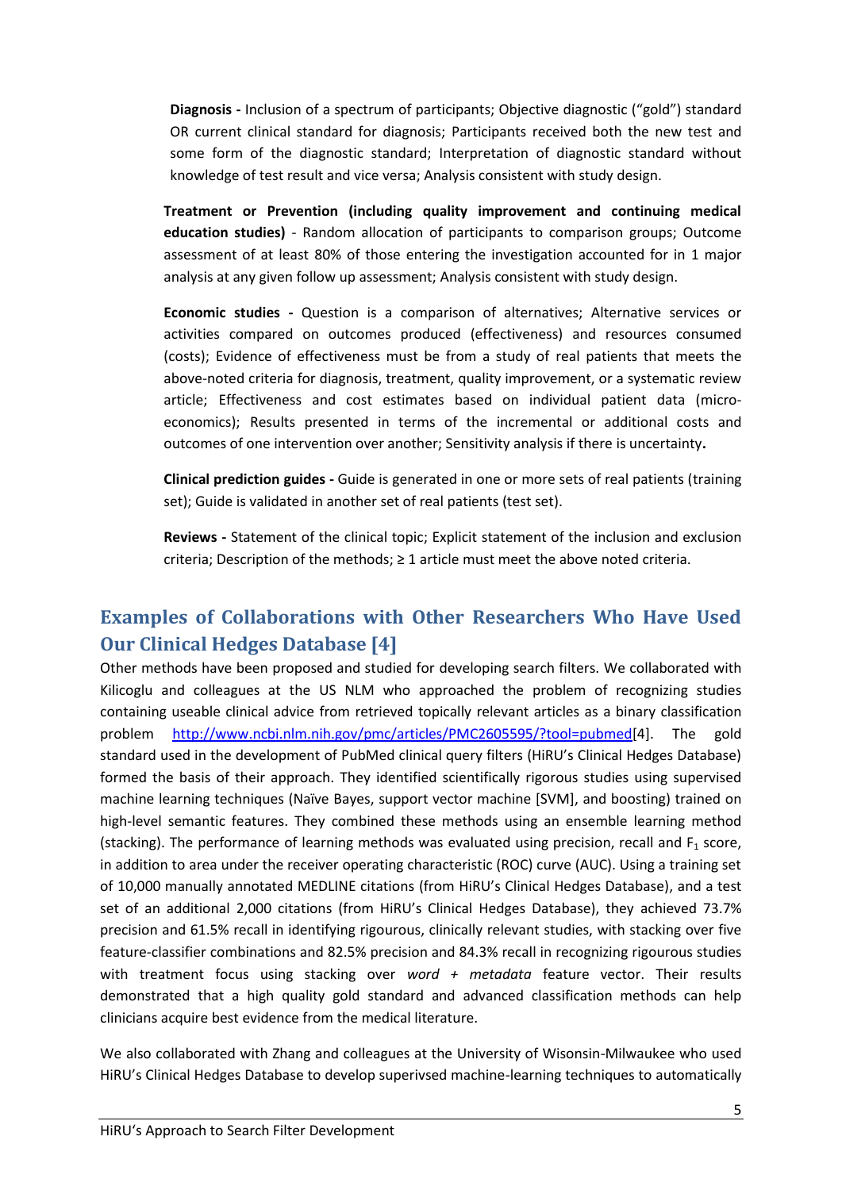**Diagnosis -** Inclusion of a spectrum of participants; Objective diagnostic ("gold") standard OR current clinical standard for diagnosis; Participants received both the new test and some form of the diagnostic standard; Interpretation of diagnostic standard without knowledge of test result and vice versa; Analysis consistent with study design.

**Treatment or Prevention (including quality improvement and continuing medical education studies)** - Random allocation of participants to comparison groups; Outcome assessment of at least 80% of those entering the investigation accounted for in 1 major analysis at any given follow up assessment; Analysis consistent with study design.

**Economic studies -** Question is a comparison of alternatives; Alternative services or activities compared on outcomes produced (effectiveness) and resources consumed (costs); Evidence of effectiveness must be from a study of real patients that meets the above-noted criteria for diagnosis, treatment, quality improvement, or a systematic review article; Effectiveness and cost estimates based on individual patient data (micro-economics); Results presented in terms of the incremental or additional costs and outcomes of one intervention over another; Sensitivity analysis if there is uncertainty**.**

**Clinical prediction guides -** Guide is generated in one or more sets of real patients (training set); Guide is validated in another set of real patients (test set).

**Reviews -** Statement of the clinical topic; Explicit statement of the inclusion and exclusion criteria; Description of the methods; ≥ 1 article must meet the above noted criteria.

## Examples of Collaborations with Other Researchers Who Have Used Our Clinical Hedges Database [4]

Other methods have been proposed and studied for developing search filters. We collaborated with Kilicoglu and colleagues at the US NLM who approached the problem of recognizing studies containing useable clinical advice from retrieved topically relevant articles as a binary classification problem http://www.ncbi.nlm.nih.gov/pmc/articles/PMC2605595/?tool=pubmed[4]. The gold standard used in the development of PubMed clinical query filters (HiRU's Clinical Hedges Database) formed the basis of their approach. They identified scientifically rigorous studies using supervised machine learning techniques (Naïve Bayes, support vector machine [SVM], and boosting) trained on high-level semantic features. They combined these methods using an ensemble learning method (stacking). The performance of learning methods was evaluated using precision, recall and $F_1$ score, in addition to area under the receiver operating characteristic (ROC) curve (AUC). Using a training set of 10,000 manually annotated MEDLINE citations (from HiRU's Clinical Hedges Database), and a test set of an additional 2,000 citations (from HiRU's Clinical Hedges Database), they achieved 73.7% precision and 61.5% recall in identifying rigourous, clinically relevant studies, with stacking over five feature-classifier combinations and 82.5% precision and 84.3% recall in recognizing rigourous studies with treatment focus using stacking over *word + metadata* feature vector. Their results demonstrated that a high quality gold standard and advanced classification methods can help clinicians acquire best evidence from the medical literature.

We also collaborated with Zhang and colleagues at the University of Wisonsin-Milwaukee who used HiRU's Clinical Hedges Database to develop superivsed machine-learning techniques to automatically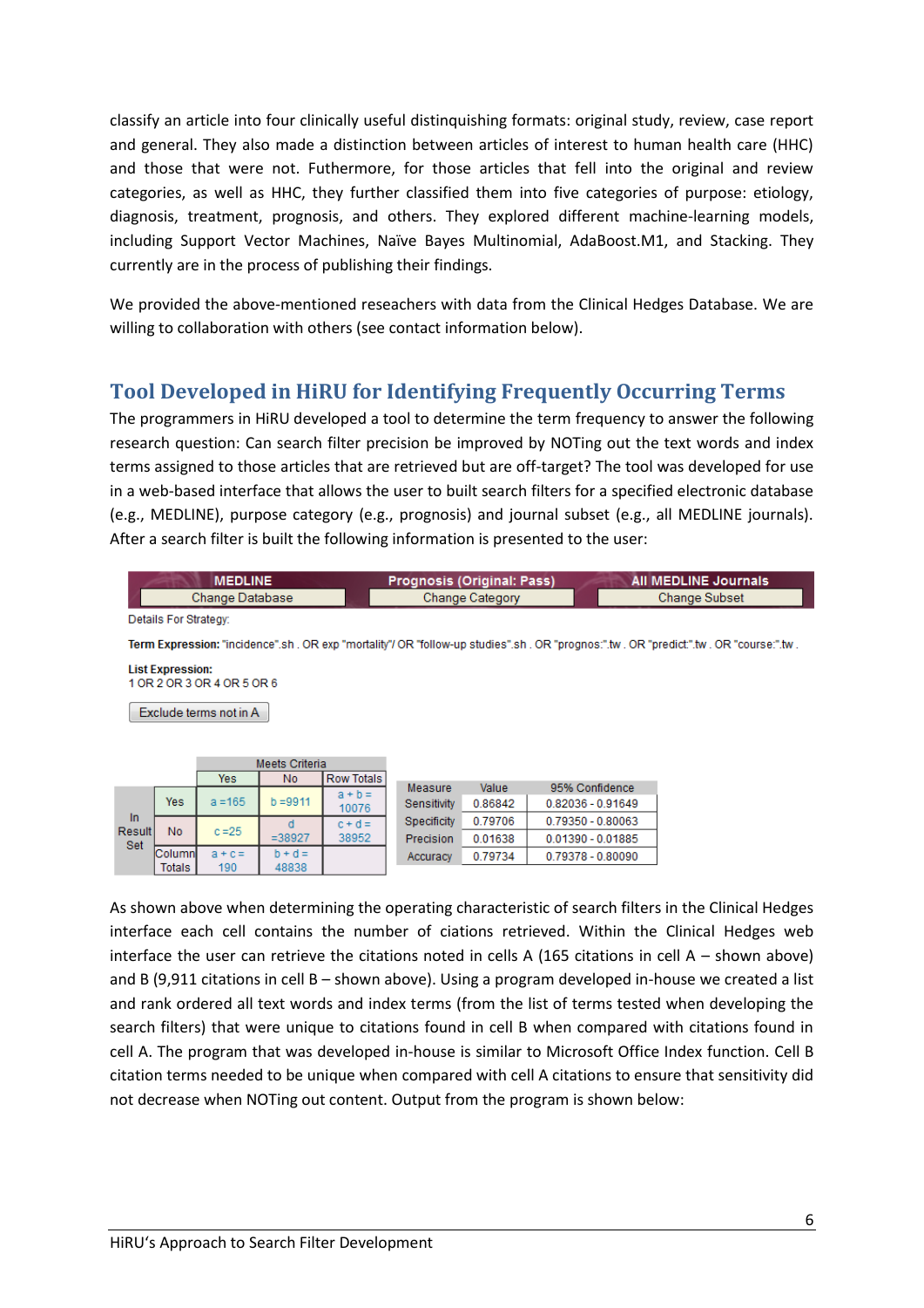classify an article into four clinically useful distinguishing formats: original study, review, case report and general. They also made a distinction between articles of interest to human health care (HHC) and those that were not. Futhermore, for those articles that fell into the original and review categories, as well as HHC, they further classified them into five categories of purpose: etiology, diagnosis, treatment, prognosis, and others. They explored different machine-learning models, including Support Vector Machines, Naïve Bayes Multinomial, AdaBoost.M1, and Stacking. They currently are in the process of publishing their findings.

We provided the above-mentioned reseachers with data from the Clinical Hedges Database. We are willing to collaboration with others (see contact information below).

## Tool Developed in HiRU for Identifying Frequently Occurring Terms

The programmers in HiRU developed a tool to determine the term frequency to answer the following research question: Can search filter precision be improved by NOTing out the text words and index terms assigned to those articles that are retrieved but are off-target? The tool was developed for use in a web-based interface that allows the user to built search filters for a specified electronic database (e.g., MEDLINE), purpose category (e.g., prognosis) and journal subset (e.g., all MEDLINE journals). After a search filter is built the following information is presented to the user:

| MEDLINE | Prognosis (Original: Pass) | All MEDLINE Journals |
|---|---|---|
| Change Database | Change Category | Change Subset |

Details For Strategy:

**Term Expression:** "incidence".sh . OR exp "mortality"/ OR "follow-up studies".sh . OR "prognos:".tw . OR "predict:".tw . OR "course:".tw .

**List Expression:**
1 OR 2 OR 3 OR 4 OR 5 OR 6

Exclude terms not in A

| | | Meets Criteria: Yes | Meets Criteria: No | Row Totals |
|---|---|---|---|---|
| In Result Set | Yes | a =165 | b =9911 | a + b = 10076 |
| | No | c =25 | d =38927 | c + d = 38952 |
| | Column Totals | a + c = 190 | b + d = 48838 | |

| Measure | Value | 95% Confidence |
|---|---|---|
| Sensitivity | 0.86842 | 0.82036 - 0.91649 |
| Specificity | 0.79706 | 0.79350 - 0.80063 |
| Precision | 0.01638 | 0.01390 - 0.01885 |
| Accuracy | 0.79734 | 0.79378 - 0.80090 |

As shown above when determining the operating characteristic of search filters in the Clinical Hedges interface each cell contains the number of ciations retrieved. Within the Clinical Hedges web interface the user can retrieve the citations noted in cells A (165 citations in cell A – shown above) and B (9,911 citations in cell B – shown above). Using a program developed in-house we created a list and rank ordered all text words and index terms (from the list of terms tested when developing the search filters) that were unique to citations found in cell B when compared with citations found in cell A. The program that was developed in-house is similar to Microsoft Office Index function. Cell B citation terms needed to be unique when compared with cell A citations to ensure that sensitivity did not decrease when NOTing out content. Output from the program is shown below: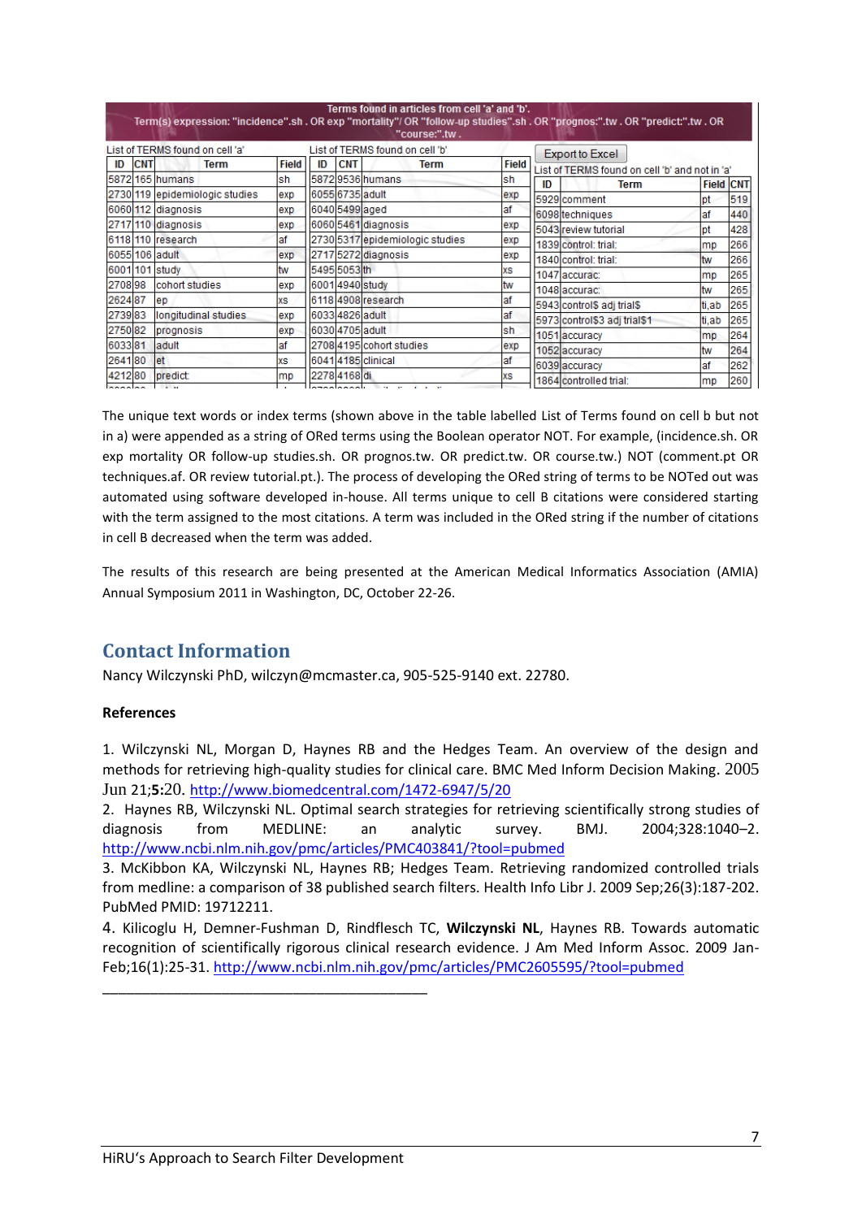Terms found in articles from cell 'a' and 'b'.
Term(s) expression: "incidence".sh . OR exp "mortality"/ OR "follow-up studies".sh . OR "prognos:".tw . OR "predict:".tw . OR "course:".tw .

List of TERMS found on cell 'a'

| ID | CNT | Term | Field |
|---|---|---|---|
| 5872 | 165 | humans | sh |
| 2730 | 119 | epidemiologic studies | exp |
| 6060 | 112 | diagnosis | exp |
| 2717 | 110 | diagnosis | exp |
| 6118 | 110 | research | af |
| 6055 | 106 | adult | exp |
| 6001 | 101 | study | tw |
| 2708 | 98 | cohort studies | exp |
| 2624 | 87 | ep | xs |
| 2739 | 83 | longitudinal studies | exp |
| 2750 | 82 | prognosis | exp |
| 6033 | 81 | adult | af |
| 2641 | 80 | et | xs |
| 4212 | 80 | predict: | mp |

List of TERMS found on cell 'b'

| ID | CNT | Term | Field |
|---|---|---|---|
| 5872 | 9536 | humans | sh |
| 6055 | 6735 | adult | exp |
| 6040 | 5499 | aged | af |
| 6060 | 5461 | diagnosis | exp |
| 2730 | 5317 | epidemiologic studies | exp |
| 2717 | 5272 | diagnosis | exp |
| 5495 | 5053 | th | xs |
| 6001 | 4940 | study | tw |
| 6118 | 4908 | research | af |
| 6033 | 4826 | adult | af |
| 6030 | 4705 | adult | sh |
| 2708 | 4195 | cohort studies | exp |
| 6041 | 4185 | clinical | af |
| 2278 | 4168 | di | xs |

Export to Excel

List of TERMS found on cell 'b' and not in 'a'

| ID | Term | Field | CNT |
|---|---|---|---|
| 5929 | comment | pt | 519 |
| 6098 | techniques | af | 440 |
| 5043 | review tutorial | pt | 428 |
| 1839 | control: trial: | mp | 266 |
| 1840 | control: trial: | tw | 266 |
| 1047 | accurac: | mp | 265 |
| 1048 | accurac: | tw | 265 |
| 5943 | control$ adj trial$ | ti,ab | 265 |
| 5973 | control$3 adj trial$1 | ti,ab | 265 |
| 1051 | accuracy | mp | 264 |
| 1052 | accuracy | tw | 264 |
| 6039 | accuracy | af | 262 |
| 1864 | controlled trial: | mp | 260 |

The unique text words or index terms (shown above in the table labelled List of Terms found on cell b but not in a) were appended as a string of ORed terms using the Boolean operator NOT. For example, (incidence.sh. OR exp mortality OR follow-up studies.sh. OR prognos.tw. OR predict.tw. OR course.tw.) NOT (comment.pt OR techniques.af. OR review tutorial.pt.). The process of developing the ORed string of terms to be NOTed out was automated using software developed in-house. All terms unique to cell B citations were considered starting with the term assigned to the most citations. A term was included in the ORed string if the number of citations in cell B decreased when the term was added.

The results of this research are being presented at the American Medical Informatics Association (AMIA) Annual Symposium 2011 in Washington, DC, October 22-26.

## Contact Information

Nancy Wilczynski PhD, wilczyn@mcmaster.ca, 905-525-9140 ext. 22780.

**References**

1. Wilczynski NL, Morgan D, Haynes RB and the Hedges Team. An overview of the design and methods for retrieving high-quality studies for clinical care. BMC Med Inform Decision Making. 2005 Jun 21;**5**:20. http://www.biomedcentral.com/1472-6947/5/20
2. Haynes RB, Wilczynski NL. Optimal search strategies for retrieving scientifically strong studies of diagnosis from MEDLINE: an analytic survey. BMJ. 2004;328:1040–2. http://www.ncbi.nlm.nih.gov/pmc/articles/PMC403841/?tool=pubmed
3. McKibbon KA, Wilczynski NL, Haynes RB; Hedges Team. Retrieving randomized controlled trials from medline: a comparison of 38 published search filters. Health Info Libr J. 2009 Sep;26(3):187-202. PubMed PMID: 19712211.
4. Kilicoglu H, Demner-Fushman D, Rindflesch TC, **Wilczynski NL**, Haynes RB. Towards automatic recognition of scientifically rigorous clinical research evidence. J Am Med Inform Assoc. 2009 Jan-Feb;16(1):25-31. http://www.ncbi.nlm.nih.gov/pmc/articles/PMC2605595/?tool=pubmed